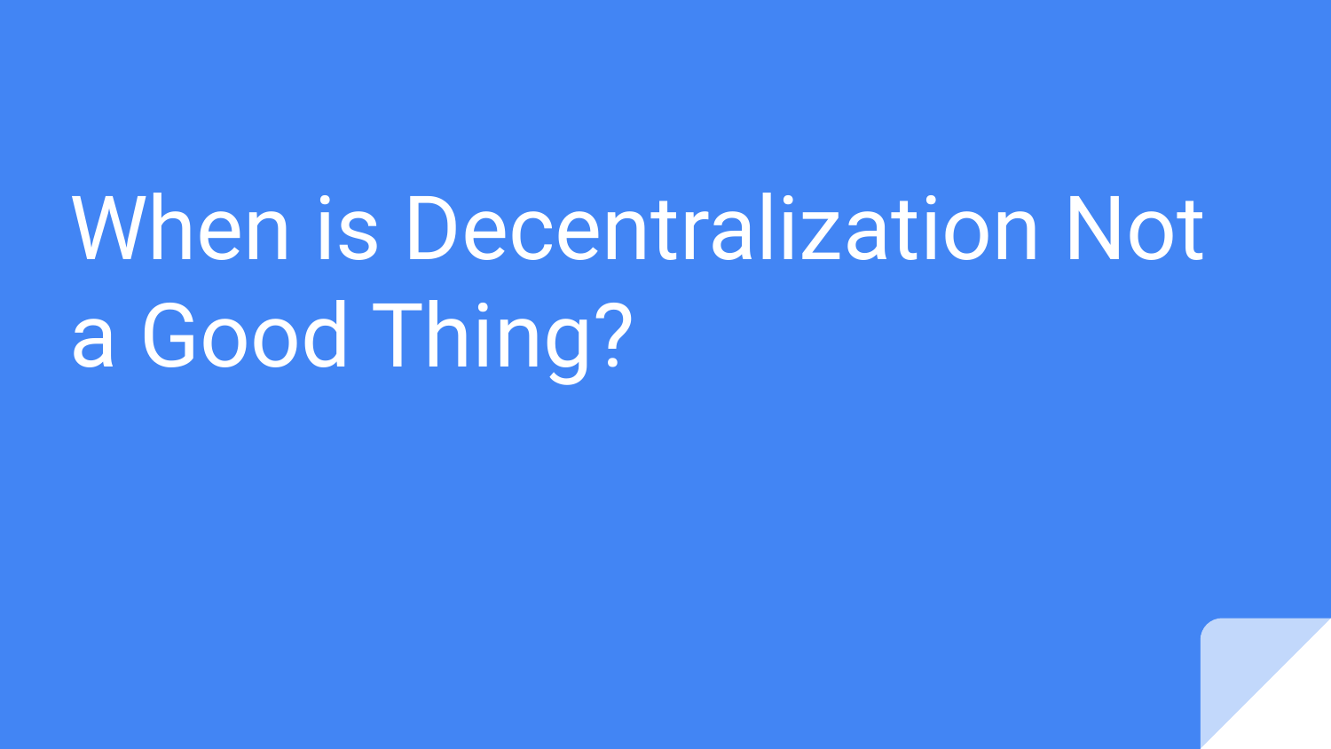# When is Decentralization Not a Good Thing?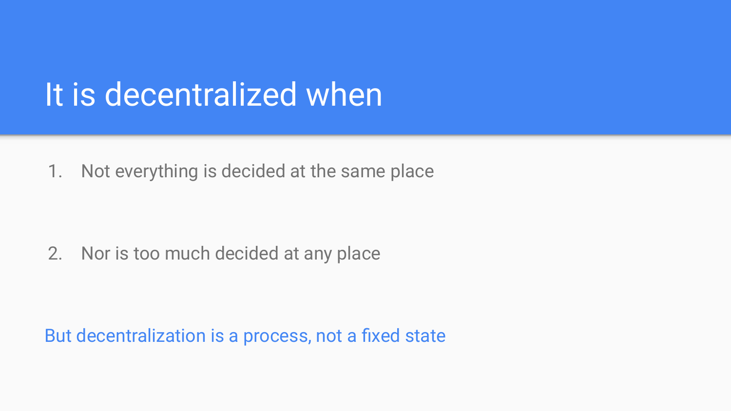# It is decentralized when

1. Not everything is decided at the same place
2. Nor is too much decided at any place

But decentralization is a process, not a fixed state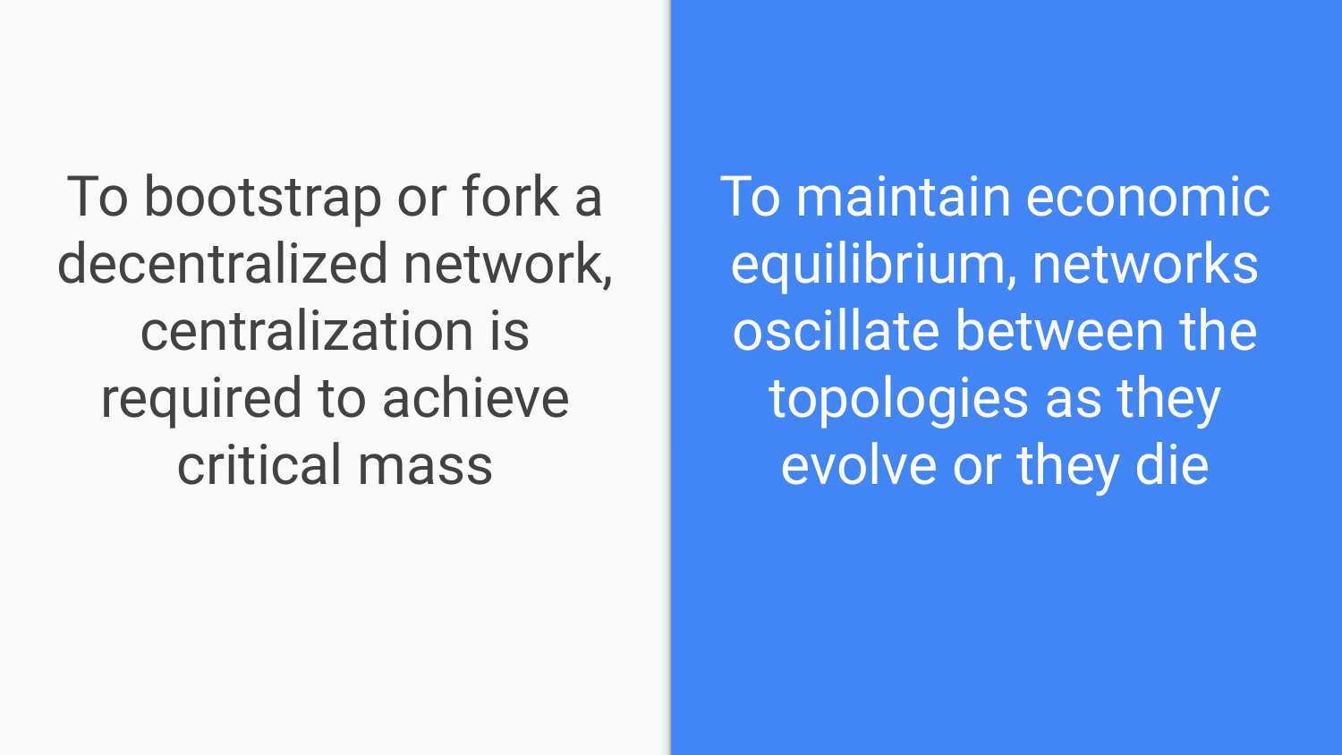To bootstrap or fork a decentralized network, centralization is required to achieve critical mass

To maintain economic equilibrium, networks oscillate between the topologies as they evolve or they die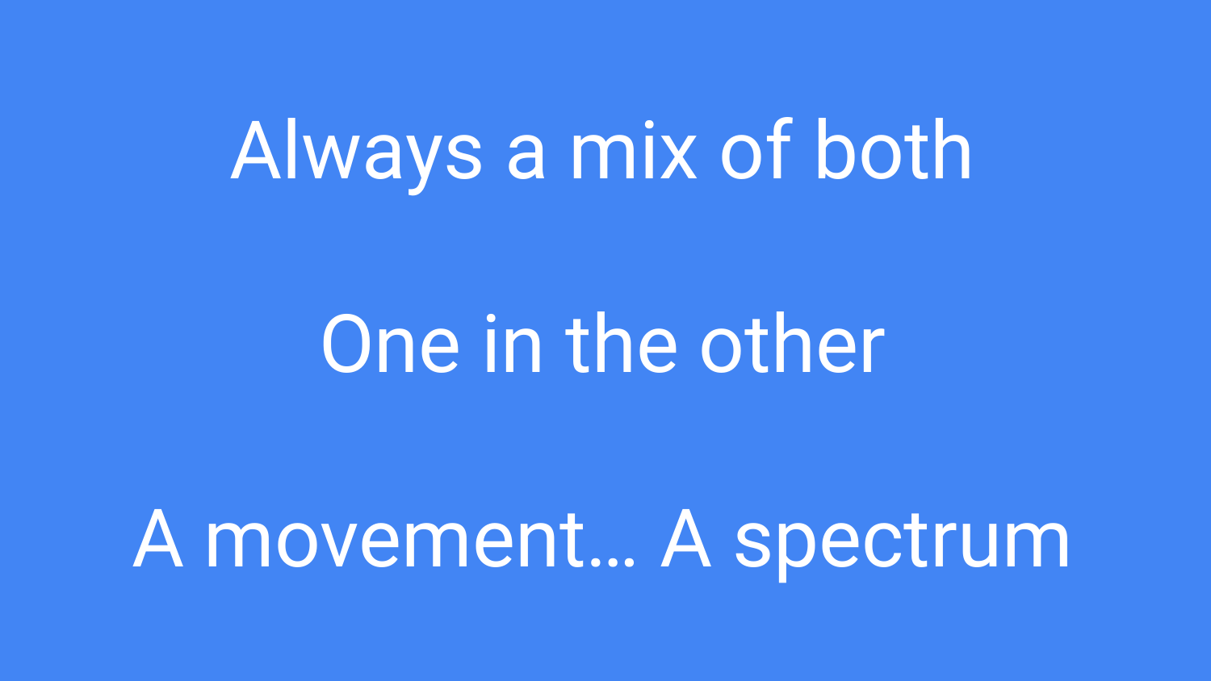Always a mix of both

One in the other

A movement… A spectrum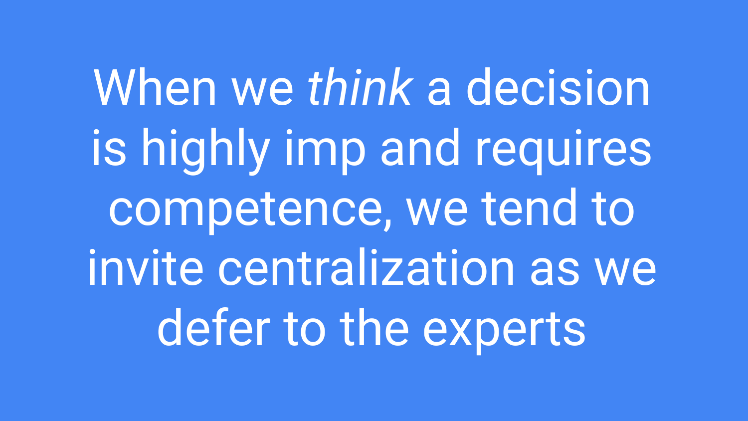When we *think* a decision is highly imp and requires competence, we tend to invite centralization as we defer to the experts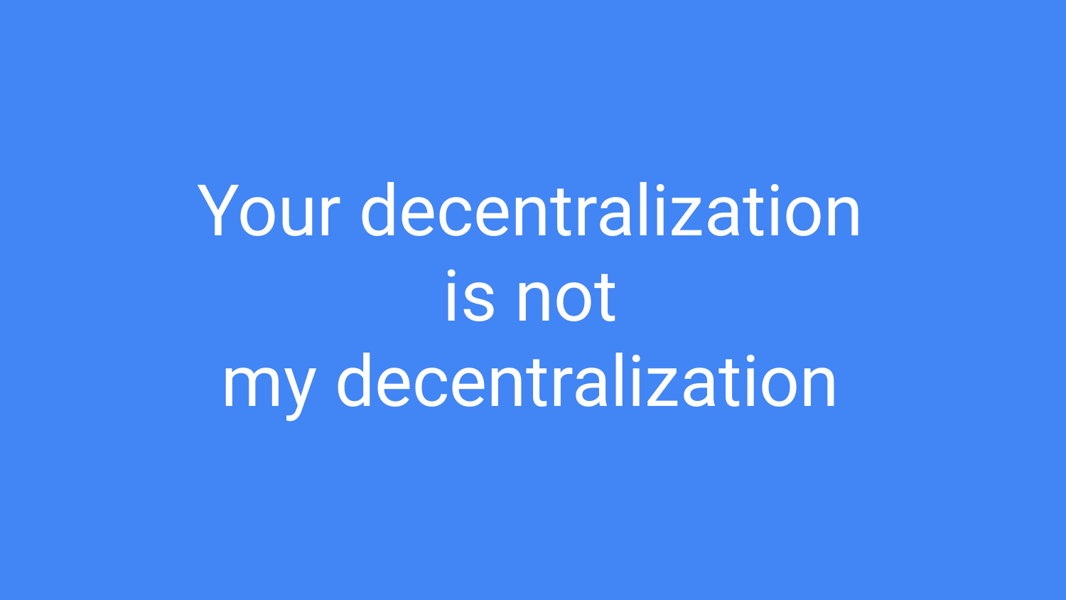Your decentralization
is not
my decentralization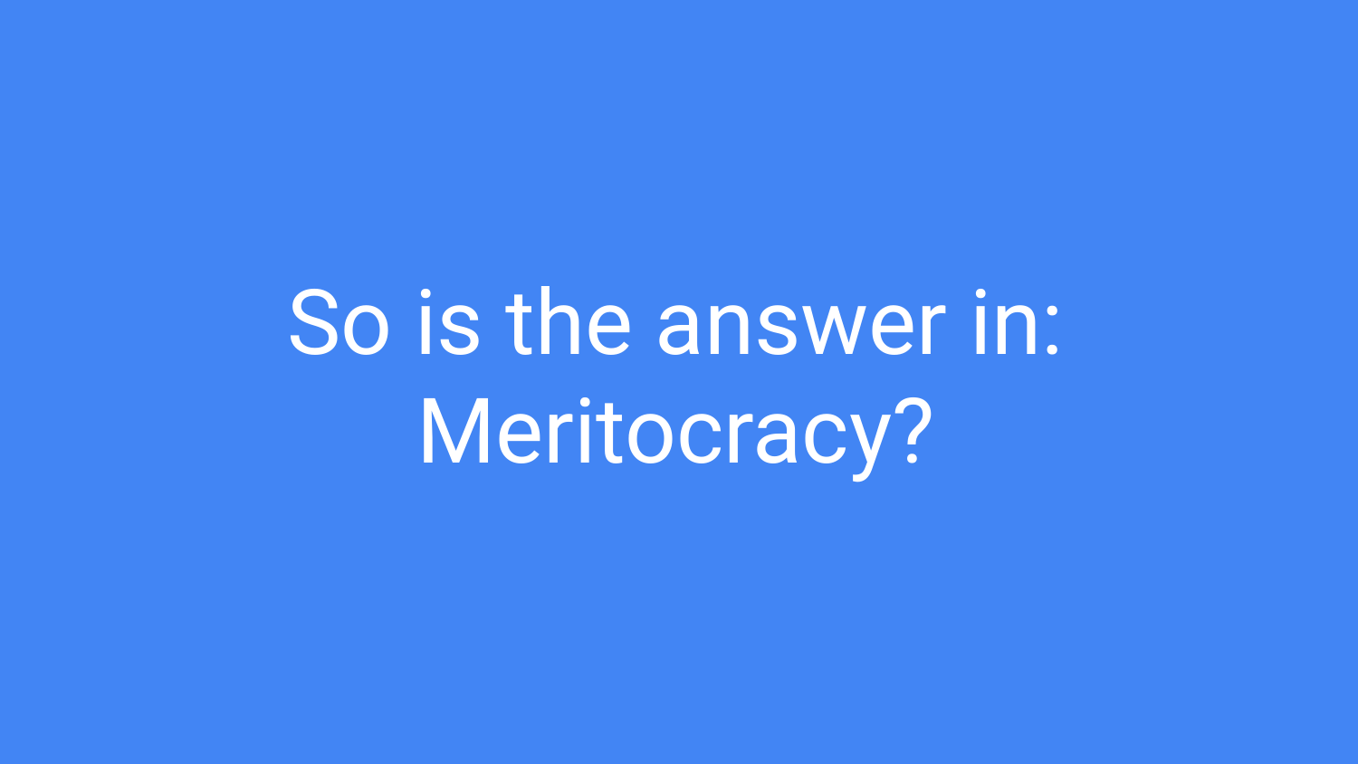# So is the answer in: Meritocracy?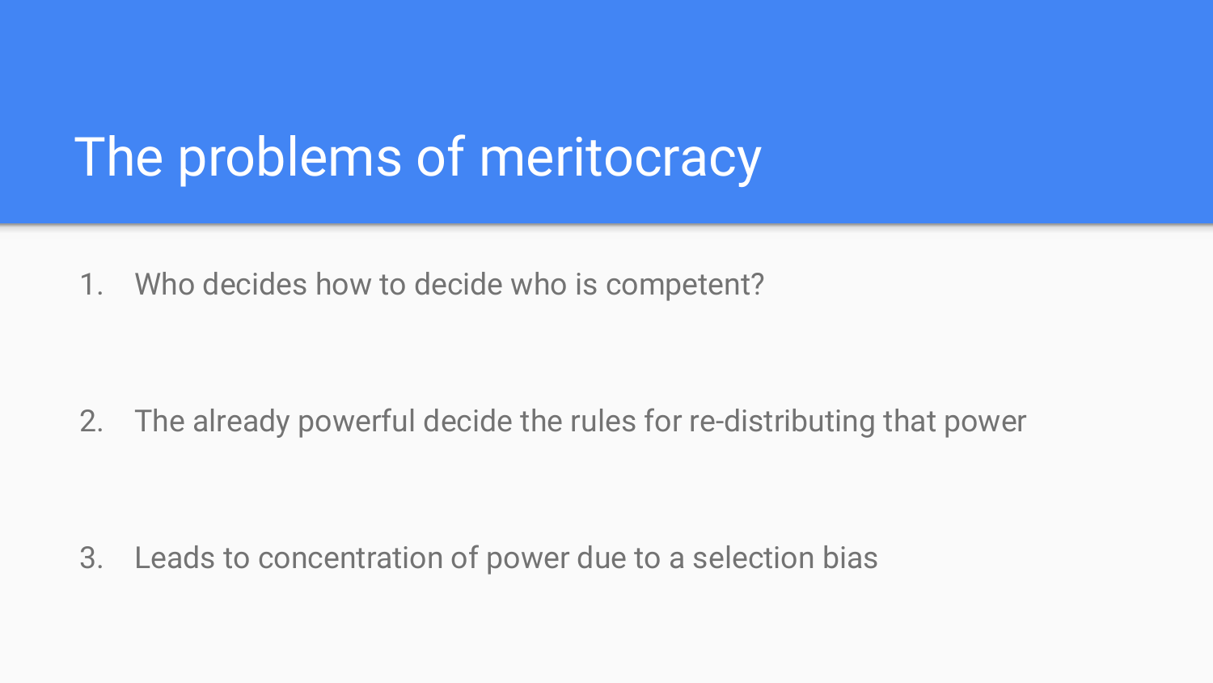# The problems of meritocracy

1. Who decides how to decide who is competent?

2. The already powerful decide the rules for re-distributing that power

3. Leads to concentration of power due to a selection bias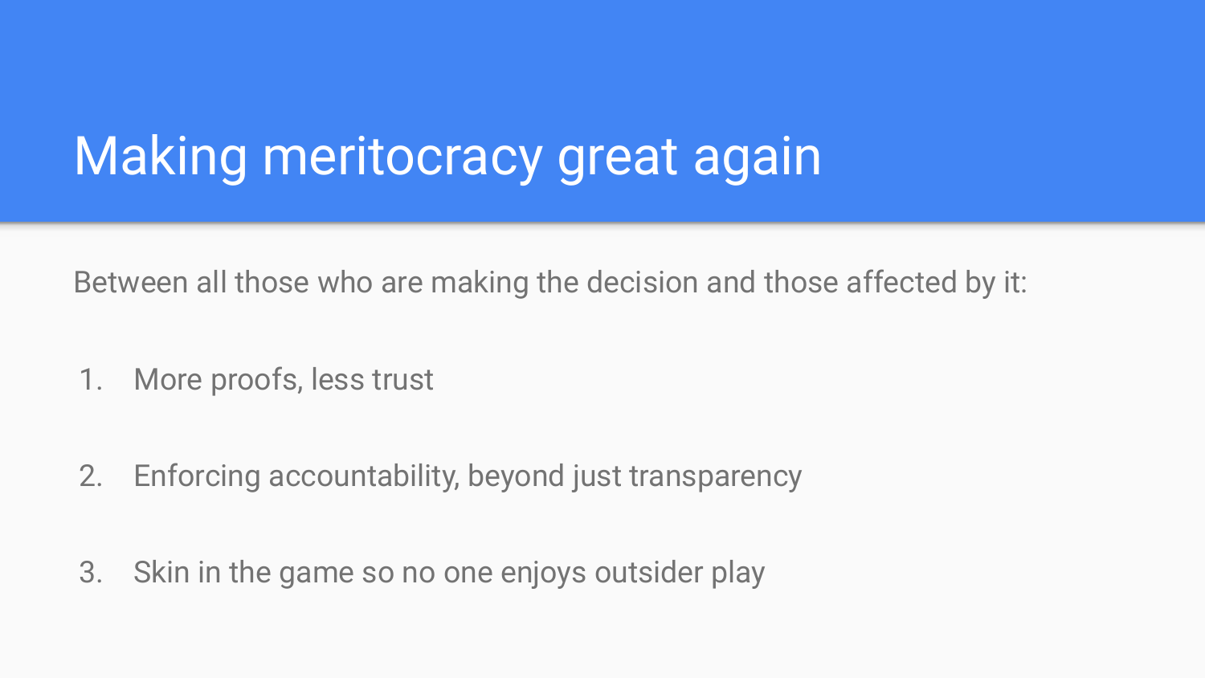# Making meritocracy great again

Between all those who are making the decision and those affected by it:

1. More proofs, less trust
2. Enforcing accountability, beyond just transparency
3. Skin in the game so no one enjoys outsider play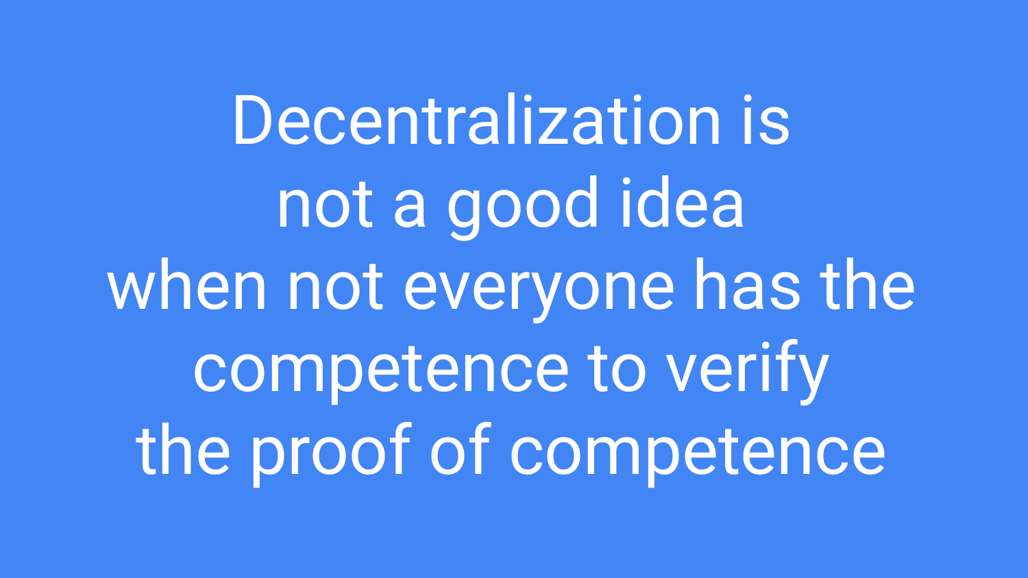Decentralization is
not a good idea
when not everyone has the
competence to verify
the proof of competence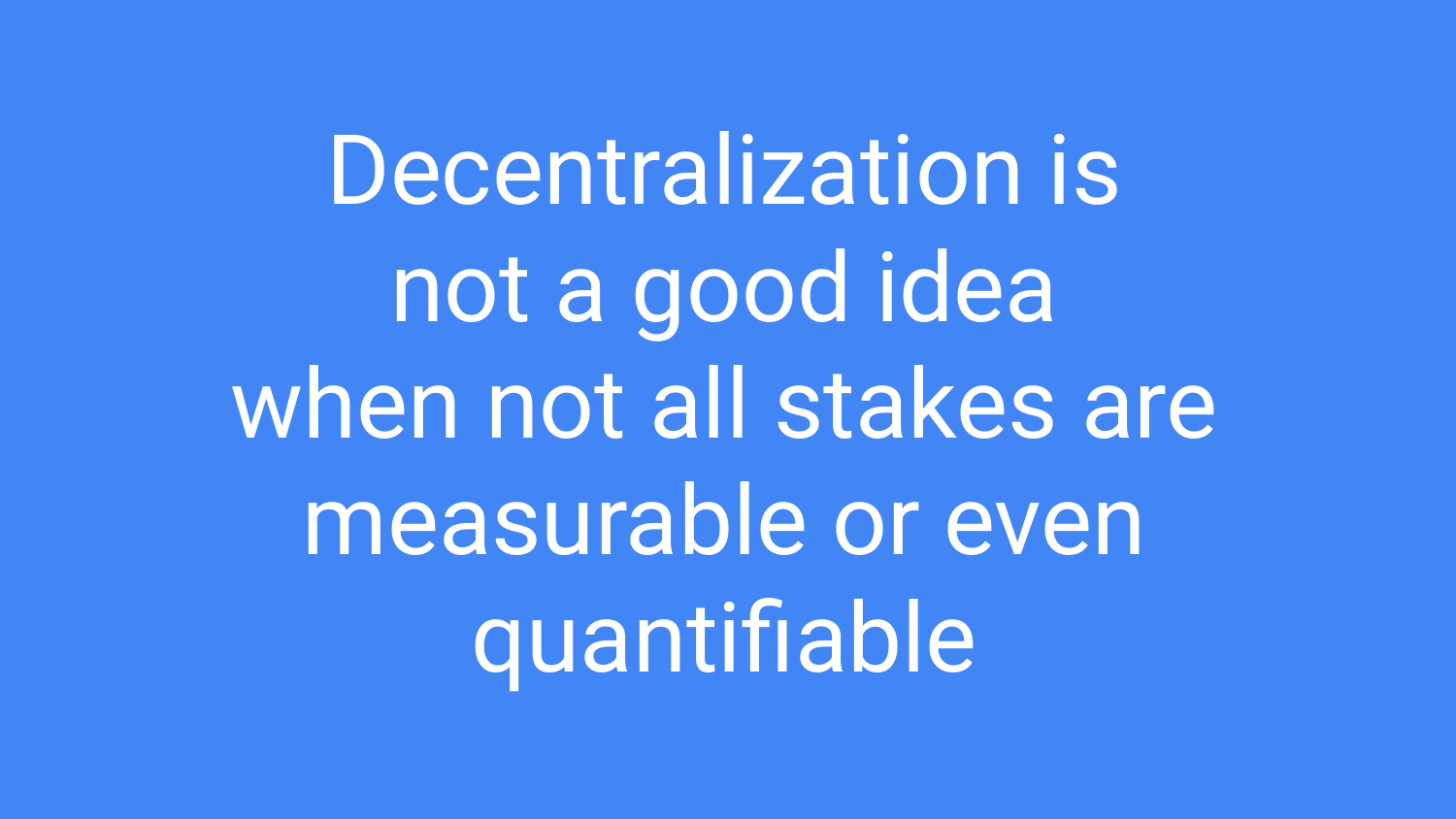Decentralization is not a good idea when not all stakes are measurable or even quantifiable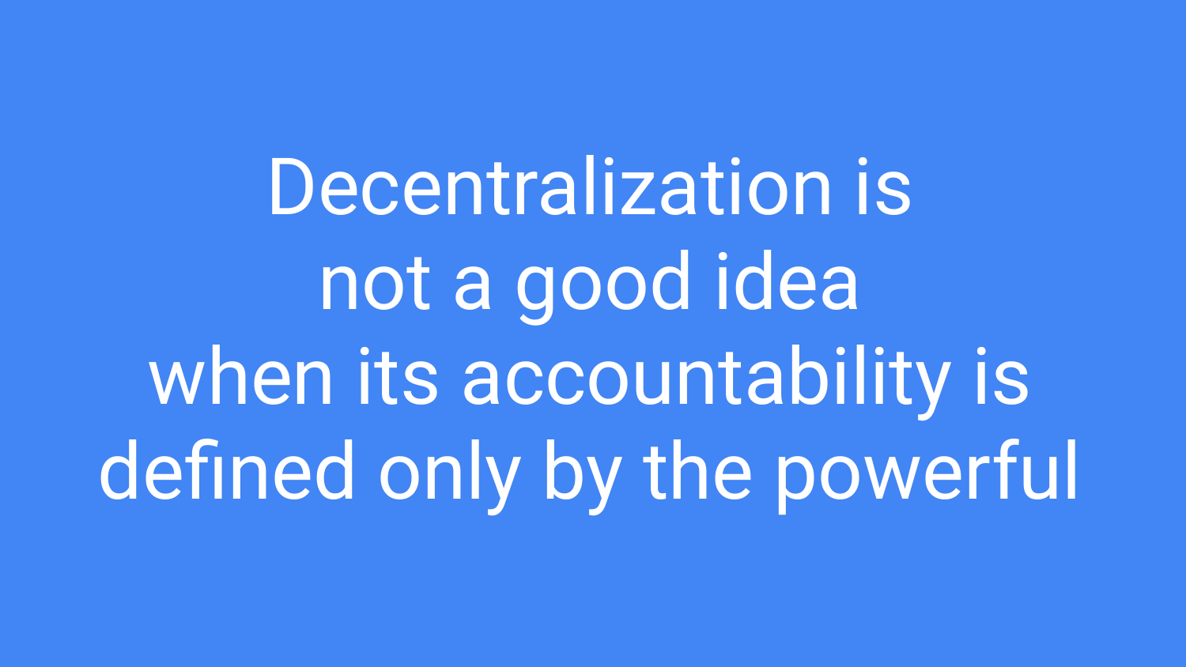Decentralization is not a good idea when its accountability is defined only by the powerful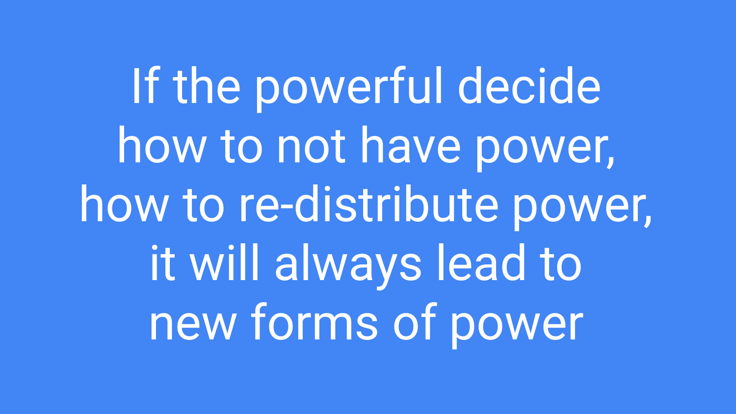If the powerful decide how to not have power, how to re-distribute power, it will always lead to new forms of power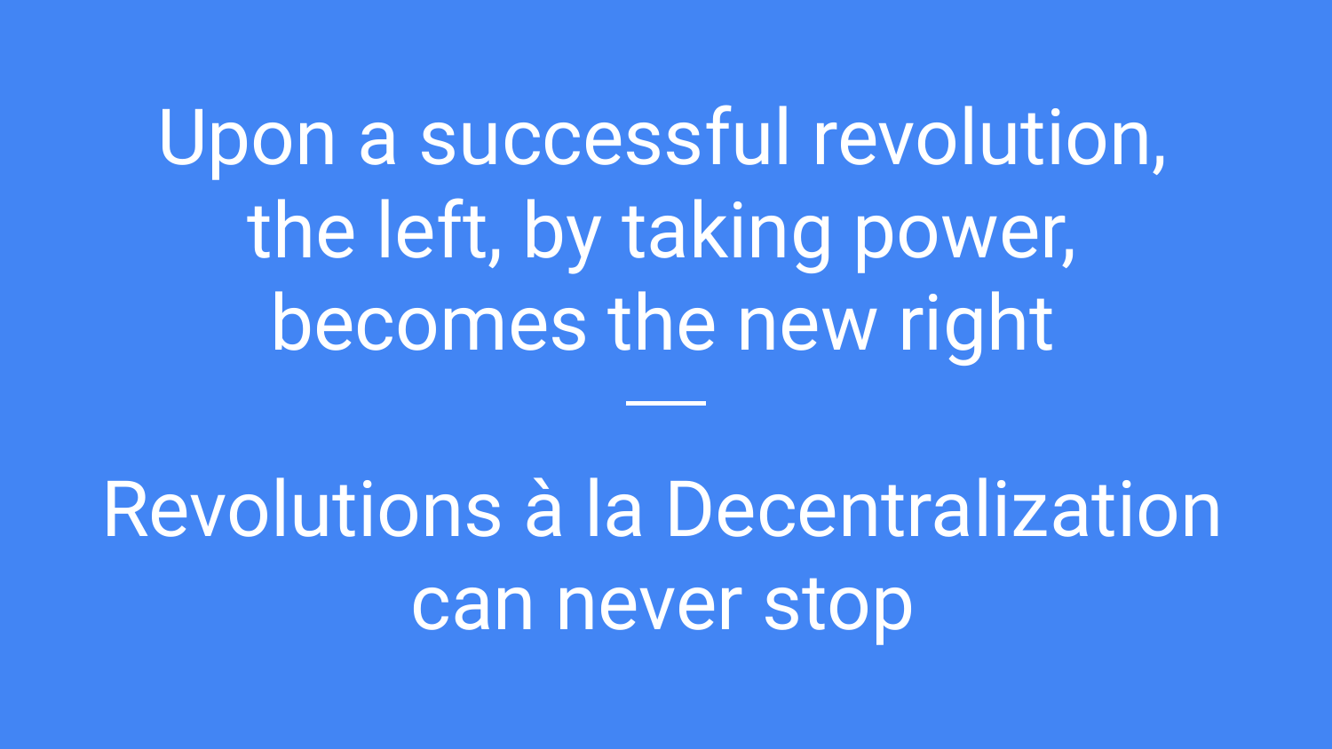Upon a successful revolution, the left, by taking power, becomes the new right

---

Revolutions à la Decentralization can never stop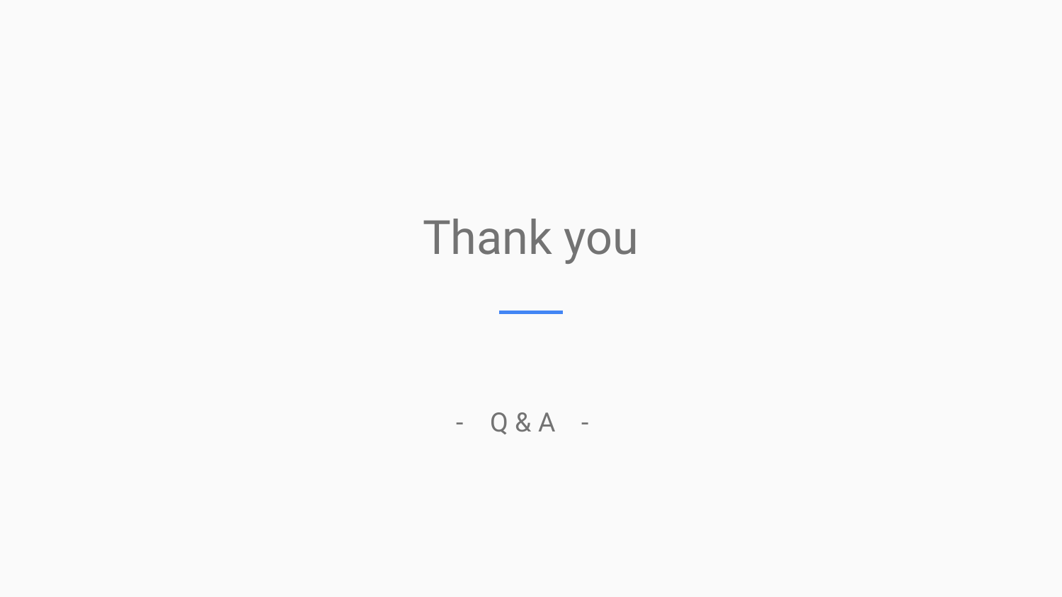# Thank you

\- Q & A -